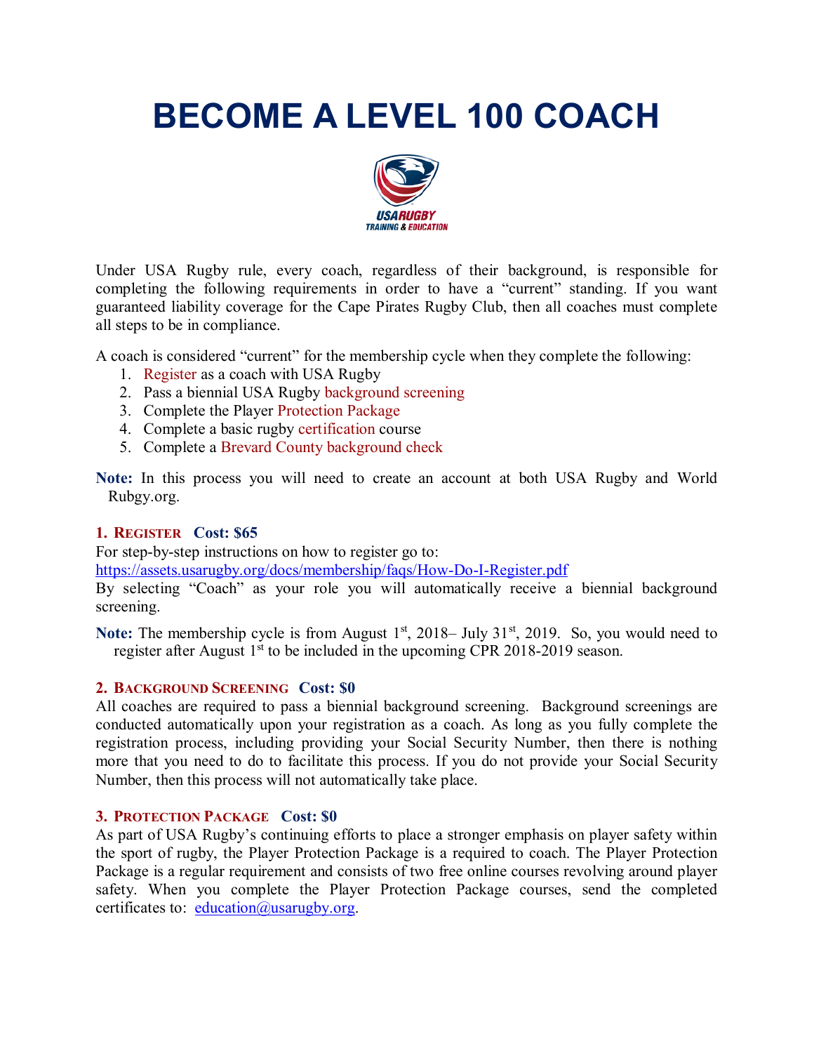# BECOME A LEVEL 100 COACH

USARUGBY
TRAINING & EDUCATION

Under USA Rugby rule, every coach, regardless of their background, is responsible for completing the following requirements in order to have a "current" standing. If you want guaranteed liability coverage for the Cape Pirates Rugby Club, then all coaches must complete all steps to be in compliance.

A coach is considered "current" for the membership cycle when they complete the following:

1. Register as a coach with USA Rugby
2. Pass a biennial USA Rugby background screening
3. Complete the Player Protection Package
4. Complete a basic rugby certification course
5. Complete a Brevard County background check

**Note:** In this process you will need to create an account at both USA Rugby and World Rubgy.org.

### 1. Register Cost: $65

For step-by-step instructions on how to register go to:
https://assets.usarugby.org/docs/membership/faqs/How-Do-I-Register.pdf
By selecting "Coach" as your role you will automatically receive a biennial background screening.

**Note:** The membership cycle is from August 1st, 2018– July 31st, 2019. So, you would need to register after August 1st to be included in the upcoming CPR 2018-2019 season.

### 2. Background Screening Cost: $0

All coaches are required to pass a biennial background screening. Background screenings are conducted automatically upon your registration as a coach. As long as you fully complete the registration process, including providing your Social Security Number, then there is nothing more that you need to do to facilitate this process. If you do not provide your Social Security Number, then this process will not automatically take place.

### 3. Protection Package Cost: $0

As part of USA Rugby's continuing efforts to place a stronger emphasis on player safety within the sport of rugby, the Player Protection Package is a required to coach. The Player Protection Package is a regular requirement and consists of two free online courses revolving around player safety. When you complete the Player Protection Package courses, send the completed certificates to: education@usarugby.org.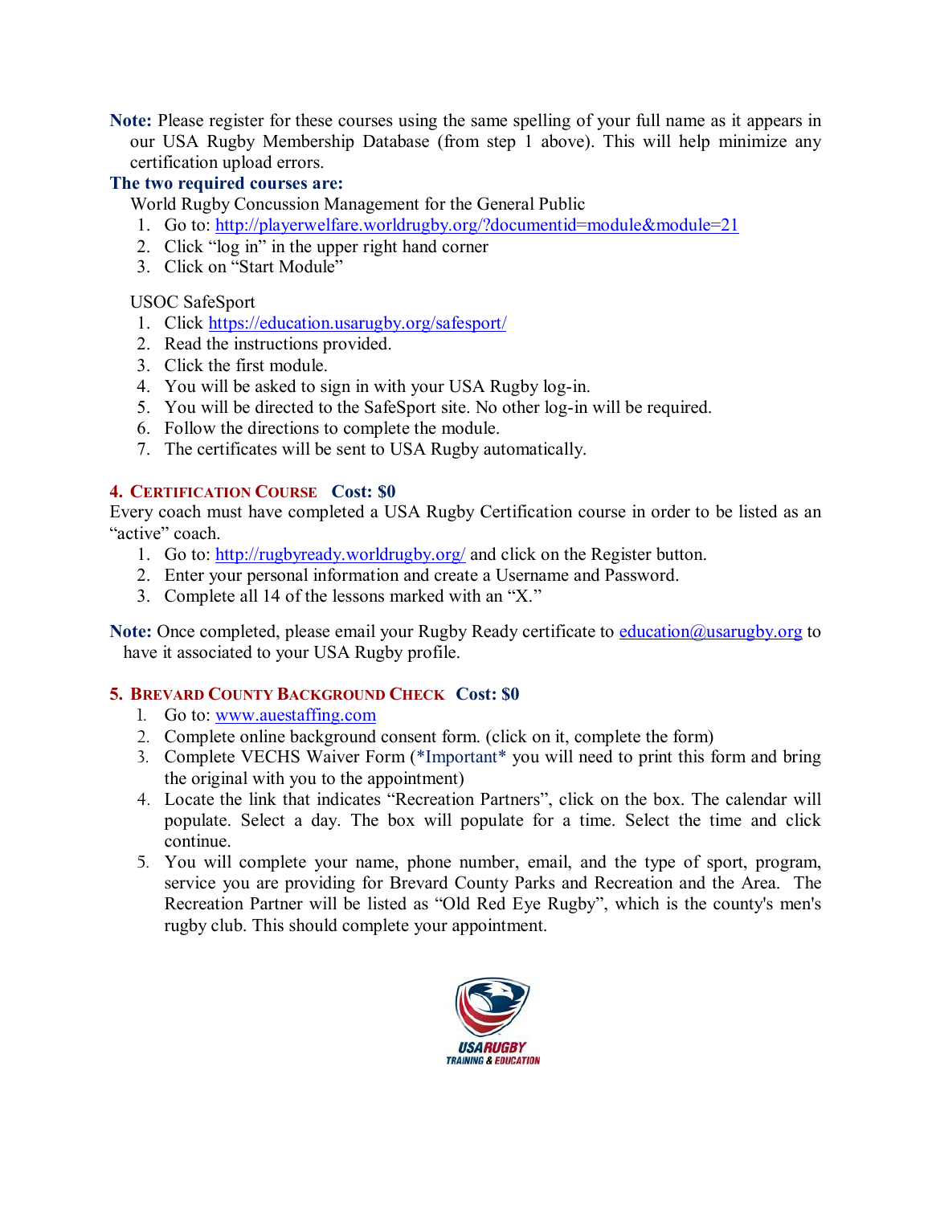**Note:** Please register for these courses using the same spelling of your full name as it appears in our USA Rugby Membership Database (from step 1 above). This will help minimize any certification upload errors.

**The two required courses are:**

World Rugby Concussion Management for the General Public

1. Go to: http://playerwelfare.worldrugby.org/?documentid=module&module=21
2. Click "log in" in the upper right hand corner
3. Click on "Start Module"

USOC SafeSport

1. Click https://education.usarugby.org/safesport/
2. Read the instructions provided.
3. Click the first module.
4. You will be asked to sign in with your USA Rugby log-in.
5. You will be directed to the SafeSport site. No other log-in will be required.
6. Follow the directions to complete the module.
7. The certificates will be sent to USA Rugby automatically.

## 4. Certification Course Cost: $0

Every coach must have completed a USA Rugby Certification course in order to be listed as an "active" coach.

1. Go to: http://rugbyready.worldrugby.org/ and click on the Register button.
2. Enter your personal information and create a Username and Password.
3. Complete all 14 of the lessons marked with an "X."

**Note:** Once completed, please email your Rugby Ready certificate to education@usarugby.org to have it associated to your USA Rugby profile.

## 5. Brevard County Background Check Cost: $0

1. Go to: www.auestaffing.com
2. Complete online background consent form. (click on it, complete the form)
3. Complete VECHS Waiver Form (*Important* you will need to print this form and bring the original with you to the appointment)
4. Locate the link that indicates "Recreation Partners", click on the box. The calendar will populate. Select a day. The box will populate for a time. Select the time and click continue.
5. You will complete your name, phone number, email, and the type of sport, program, service you are providing for Brevard County Parks and Recreation and the Area. The Recreation Partner will be listed as "Old Red Eye Rugby", which is the county's men's rugby club. This should complete your appointment.

USA RUGBY
TRAINING & EDUCATION